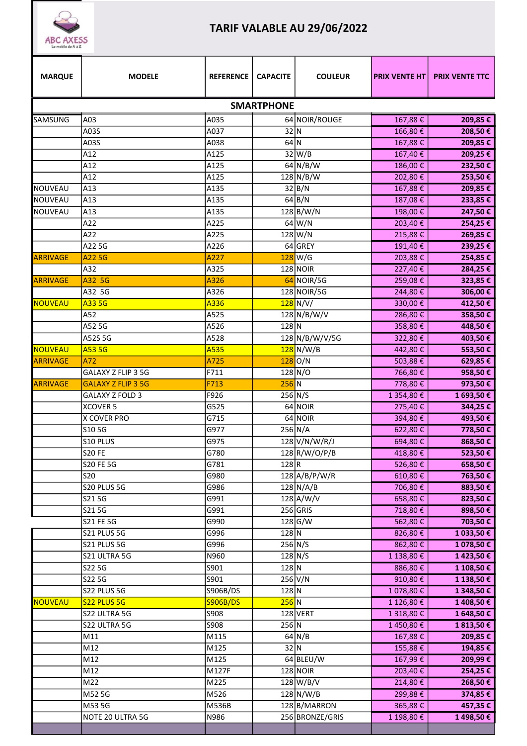# TARIF VALABLE AU 29/06/2022

| MARQUE | MODELE | REFERENCE | CAPACITE | COULEUR | PRIX VENTE HT | PRIX VENTE TTC |
|---|---|---|---|---|---|---|
| **SMARTPHONE** | | | | | | |
| SAMSUNG | A03 | A035 | 64 | NOIR/ROUGE | 167,88 € | **209,85 €** |
| | A03S | A037 | 32 | N | 166,80 € | **208,50 €** |
| | A03S | A038 | 64 | N | 167,88 € | **209,85 €** |
| | A12 | A125 | 32 | W/B | 167,40 € | **209,25 €** |
| | A12 | A125 | 64 | N/B/W | 186,00 € | **232,50 €** |
| | A12 | A125 | 128 | N/B/W | 202,80 € | **253,50 €** |
| NOUVEAU | A13 | A135 | 32 | B/N | 167,88 € | **209,85 €** |
| NOUVEAU | A13 | A135 | 64 | B/N | 187,08 € | **233,85 €** |
| NOUVEAU | A13 | A135 | 128 | B/W/N | 198,00 € | **247,50 €** |
| | A22 | A225 | 64 | W/N | 203,40 € | **254,25 €** |
| | A22 | A225 | 128 | W/N | 215,88 € | **269,85 €** |
| | A22 5G | A226 | 64 | GREY | 191,40 € | **239,25 €** |
| ARRIVAGE | A22 5G | A227 | 128 | W/G | 203,88 € | **254,85 €** |
| | A32 | A325 | 128 | NOIR | 227,40 € | **284,25 €** |
| ARRIVAGE | A32 5G | A326 | 64 | NOIR/5G | 259,08 € | **323,85 €** |
| | A32 5G | A326 | 128 | NOIR/5G | 244,80 € | **306,00 €** |
| NOUVEAU | A33 5G | A336 | 128 | N/V/ | 330,00 € | **412,50 €** |
| | A52 | A525 | 128 | N/B/W/V | 286,80 € | **358,50 €** |
| | A52 5G | A526 | 128 | N | 358,80 € | **448,50 €** |
| | A52S 5G | A528 | 128 | N/B/W/V/5G | 322,80 € | **403,50 €** |
| NOUVEAU | A53 5G | A535 | 128 | N/W/B | 442,80 € | **553,50 €** |
| ARRIVAGE | A72 | A725 | 128 | O/N | 503,88 € | **629,85 €** |
| | GALAXY Z FLIP 3 5G | F711 | 128 | N/O | 766,80 € | **958,50 €** |
| ARRIVAGE | GALAXY Z FLIP 3 5G | F713 | 256 | N | 778,80 € | **973,50 €** |
| | GALAXY Z FOLD 3 | F926 | 256 | N/S | 1 354,80 € | **1 693,50 €** |
| | XCOVER 5 | G525 | 64 | NOIR | 275,40 € | **344,25 €** |
| | X COVER PRO | G715 | 64 | NOIR | 394,80 € | **493,50 €** |
| | S10 5G | G977 | 256 | N/A | 622,80 € | **778,50 €** |
| | S10 PLUS | G975 | 128 | V/N/W/R/J | 694,80 € | **868,50 €** |
| | S20 FE | G780 | 128 | R/W/O/P/B | 418,80 € | **523,50 €** |
| | S20 FE 5G | G781 | 128 | R | 526,80 € | **658,50 €** |
| | S20 | G980 | 128 | A/B/P/W/R | 610,80 € | **763,50 €** |
| | S20 PLUS 5G | G986 | 128 | N/A/B | 706,80 € | **883,50 €** |
| | S21 5G | G991 | 128 | A/W/V | 658,80 € | **823,50 €** |
| | S21 5G | G991 | 256 | GRIS | 718,80 € | **898,50 €** |
| | S21 FE 5G | G990 | 128 | G/W | 562,80 € | **703,50 €** |
| | S21 PLUS 5G | G996 | 128 | N | 826,80 € | **1 033,50 €** |
| | S21 PLUS 5G | G996 | 256 | N/S | 862,80 € | **1 078,50 €** |
| | S21 ULTRA 5G | N960 | 128 | N/S | 1 138,80 € | **1 423,50 €** |
| | S22 5G | S901 | 128 | N | 886,80 € | **1 108,50 €** |
| | S22 5G | S901 | 256 | V/N | 910,80 € | **1 138,50 €** |
| | S22 PLUS 5G | S906B/DS | 128 | N | 1 078,80 € | **1 348,50 €** |
| NOUVEAU | S22 PLUS 5G | S906B/DS | 256 | N | 1 126,80 € | **1 408,50 €** |
| | S22 ULTRA 5G | S908 | 128 | VERT | 1 318,80 € | **1 648,50 €** |
| | S22 ULTRA 5G | S908 | 256 | N | 1 450,80 € | **1 813,50 €** |
| | M11 | M115 | 64 | N/B | 167,88 € | **209,85 €** |
| | M12 | M125 | 32 | N | 155,88 € | **194,85 €** |
| | M12 | M125 | 64 | BLEU/W | 167,99 € | **209,99 €** |
| | M12 | M127F | 128 | NOIR | 203,40 € | **254,25 €** |
| | M22 | M225 | 128 | W/B/V | 214,80 € | **268,50 €** |
| | M52 5G | M526 | 128 | N/W/B | 299,88 € | **374,85 €** |
| | M53 5G | M536B | 128 | B/MARRON | 365,88 € | **457,35 €** |
| | NOTE 20 ULTRA 5G | N986 | 256 | BRONZE/GRIS | 1 198,80 € | **1 498,50 €** |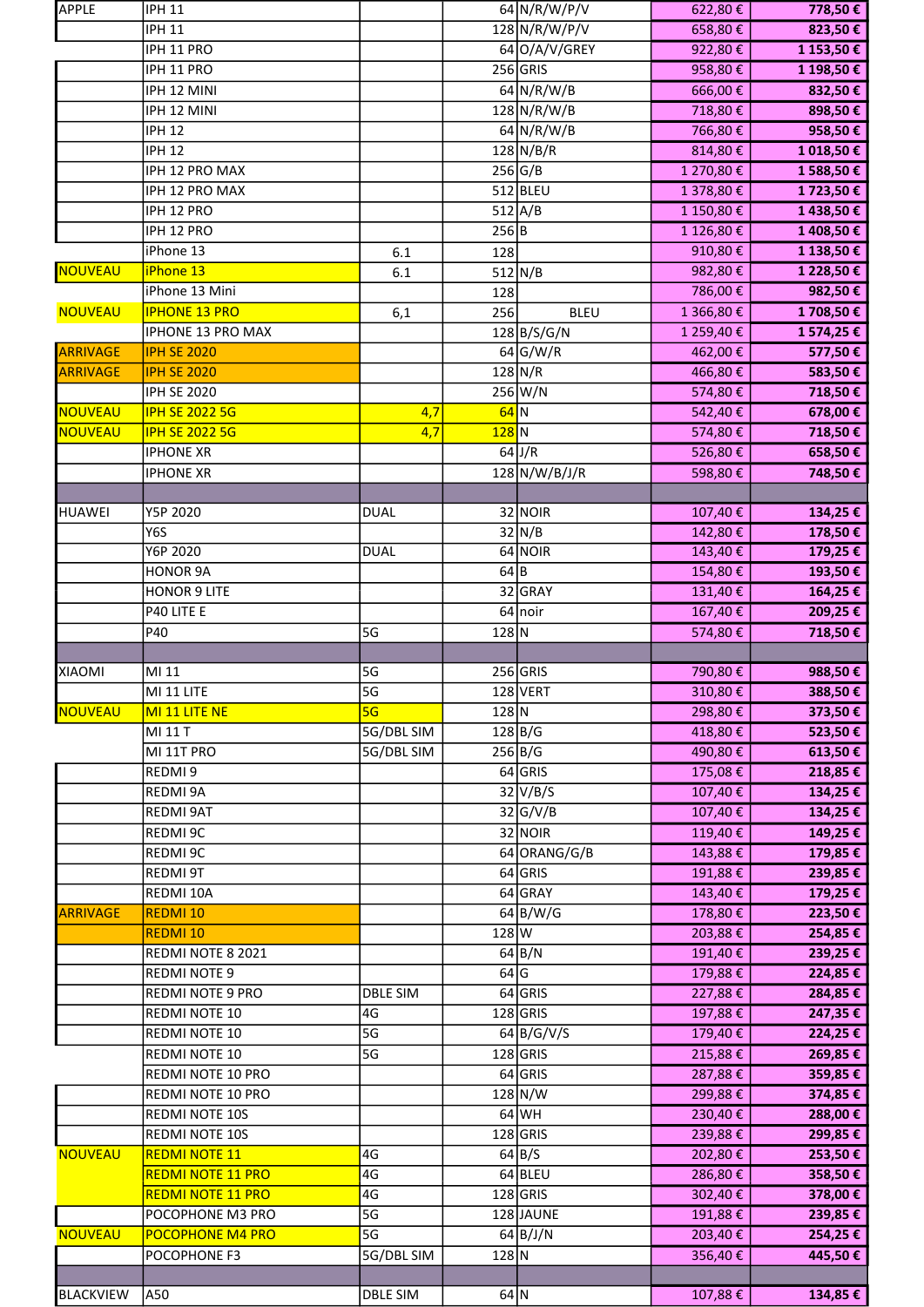| APPLE | IPH 11 | | 64 | N/R/W/P/V | 622,80 € | 778,50 € |
|---|---|---|---|---|---|---|
| | IPH 11 | | 128 | N/R/W/P/V | 658,80 € | 823,50 € |
| | IPH 11 PRO | | 64 | O/A/V/GREY | 922,80 € | 1 153,50 € |
| | IPH 11 PRO | | 256 | GRIS | 958,80 € | 1 198,50 € |
| | IPH 12 MINI | | 64 | N/R/W/B | 666,00 € | 832,50 € |
| | IPH 12 MINI | | 128 | N/R/W/B | 718,80 € | 898,50 € |
| | IPH 12 | | 64 | N/R/W/B | 766,80 € | 958,50 € |
| | IPH 12 | | 128 | N/B/R | 814,80 € | 1 018,50 € |
| | IPH 12 PRO MAX | | 256 | G/B | 1 270,80 € | 1 588,50 € |
| | IPH 12 PRO MAX | | 512 | BLEU | 1 378,80 € | 1 723,50 € |
| | IPH 12 PRO | | 512 | A/B | 1 150,80 € | 1 438,50 € |
| | IPH 12 PRO | | 256 | B | 1 126,80 € | 1 408,50 € |
| | iPhone 13 | 6.1 | 128 | | 910,80 € | 1 138,50 € |
| NOUVEAU | iPhone 13 | 6.1 | 512 | N/B | 982,80 € | 1 228,50 € |
| | iPhone 13 Mini | | 128 | | 786,00 € | 982,50 € |
| NOUVEAU | IPHONE 13 PRO | 6,1 | 256 | BLEU | 1 366,80 € | 1 708,50 € |
| | IPHONE 13 PRO MAX | | 128 | B/S/G/N | 1 259,40 € | 1 574,25 € |
| ARRIVAGE | IPH SE 2020 | | 64 | G/W/R | 462,00 € | 577,50 € |
| ARRIVAGE | IPH SE 2020 | | 128 | N/R | 466,80 € | 583,50 € |
| | IPH SE 2020 | | 256 | W/N | 574,80 € | 718,50 € |
| NOUVEAU | IPH SE 2022 5G | 4,7 | 64 | N | 542,40 € | 678,00 € |
| NOUVEAU | IPH SE 2022 5G | 4,7 | 128 | N | 574,80 € | 718,50 € |
| | IPHONE XR | | 64 | J/R | 526,80 € | 658,50 € |
| | IPHONE XR | | 128 | N/W/B/J/R | 598,80 € | 748,50 € |
| | | | | | | |
| HUAWEI | Y5P 2020 | DUAL | 32 | NOIR | 107,40 € | 134,25 € |
| | Y6S | | 32 | N/B | 142,80 € | 178,50 € |
| | Y6P 2020 | DUAL | 64 | NOIR | 143,40 € | 179,25 € |
| | HONOR 9A | | 64 | B | 154,80 € | 193,50 € |
| | HONOR 9 LITE | | 32 | GRAY | 131,40 € | 164,25 € |
| | P40 LITE E | | 64 | noir | 167,40 € | 209,25 € |
| | P40 | 5G | 128 | N | 574,80 € | 718,50 € |
| | | | | | | |
| XIAOMI | MI 11 | 5G | 256 | GRIS | 790,80 € | 988,50 € |
| | MI 11 LITE | 5G | 128 | VERT | 310,80 € | 388,50 € |
| NOUVEAU | MI 11 LITE NE | 5G | 128 | N | 298,80 € | 373,50 € |
| | MI 11 T | 5G/DBL SIM | 128 | B/G | 418,80 € | 523,50 € |
| | MI 11T PRO | 5G/DBL SIM | 256 | B/G | 490,80 € | 613,50 € |
| | REDMI 9 | | 64 | GRIS | 175,08 € | 218,85 € |
| | REDMI 9A | | 32 | V/B/S | 107,40 € | 134,25 € |
| | REDMI 9AT | | 32 | G/V/B | 107,40 € | 134,25 € |
| | REDMI 9C | | 32 | NOIR | 119,40 € | 149,25 € |
| | REDMI 9C | | 64 | ORANG/G/B | 143,88 € | 179,85 € |
| | REDMI 9T | | 64 | GRIS | 191,88 € | 239,85 € |
| | REDMI 10A | | 64 | GRAY | 143,40 € | 179,25 € |
| ARRIVAGE | REDMI 10 | | 64 | B/W/G | 178,80 € | 223,50 € |
| | REDMI 10 | | 128 | W | 203,88 € | 254,85 € |
| | REDMI NOTE 8 2021 | | 64 | B/N | 191,40 € | 239,25 € |
| | REDMI NOTE 9 | | 64 | G | 179,88 € | 224,85 € |
| | REDMI NOTE 9 PRO | DBLE SIM | 64 | GRIS | 227,88 € | 284,85 € |
| | REDMI NOTE 10 | 4G | 128 | GRIS | 197,88 € | 247,35 € |
| | REDMI NOTE 10 | 5G | 64 | B/G/V/S | 179,40 € | 224,25 € |
| | REDMI NOTE 10 | 5G | 128 | GRIS | 215,88 € | 269,85 € |
| | REDMI NOTE 10 PRO | | 64 | GRIS | 287,88 € | 359,85 € |
| | REDMI NOTE 10 PRO | | 128 | N/W | 299,88 € | 374,85 € |
| | REDMI NOTE 10S | | 64 | WH | 230,40 € | 288,00 € |
| | REDMI NOTE 10S | | 128 | GRIS | 239,88 € | 299,85 € |
| NOUVEAU | REDMI NOTE 11 | 4G | 64 | B/S | 202,80 € | 253,50 € |
| | REDMI NOTE 11 PRO | 4G | 64 | BLEU | 286,80 € | 358,50 € |
| | REDMI NOTE 11 PRO | 4G | 128 | GRIS | 302,40 € | 378,00 € |
| | POCOPHONE M3 PRO | 5G | 128 | JAUNE | 191,88 € | 239,85 € |
| NOUVEAU | POCOPHONE M4 PRO | 5G | 64 | B/J/N | 203,40 € | 254,25 € |
| | POCOPHONE F3 | 5G/DBL SIM | 128 | N | 356,40 € | 445,50 € |
| | | | | | | |
| BLACKVIEW | A50 | DBLE SIM | 64 | N | 107,88 € | 134,85 € |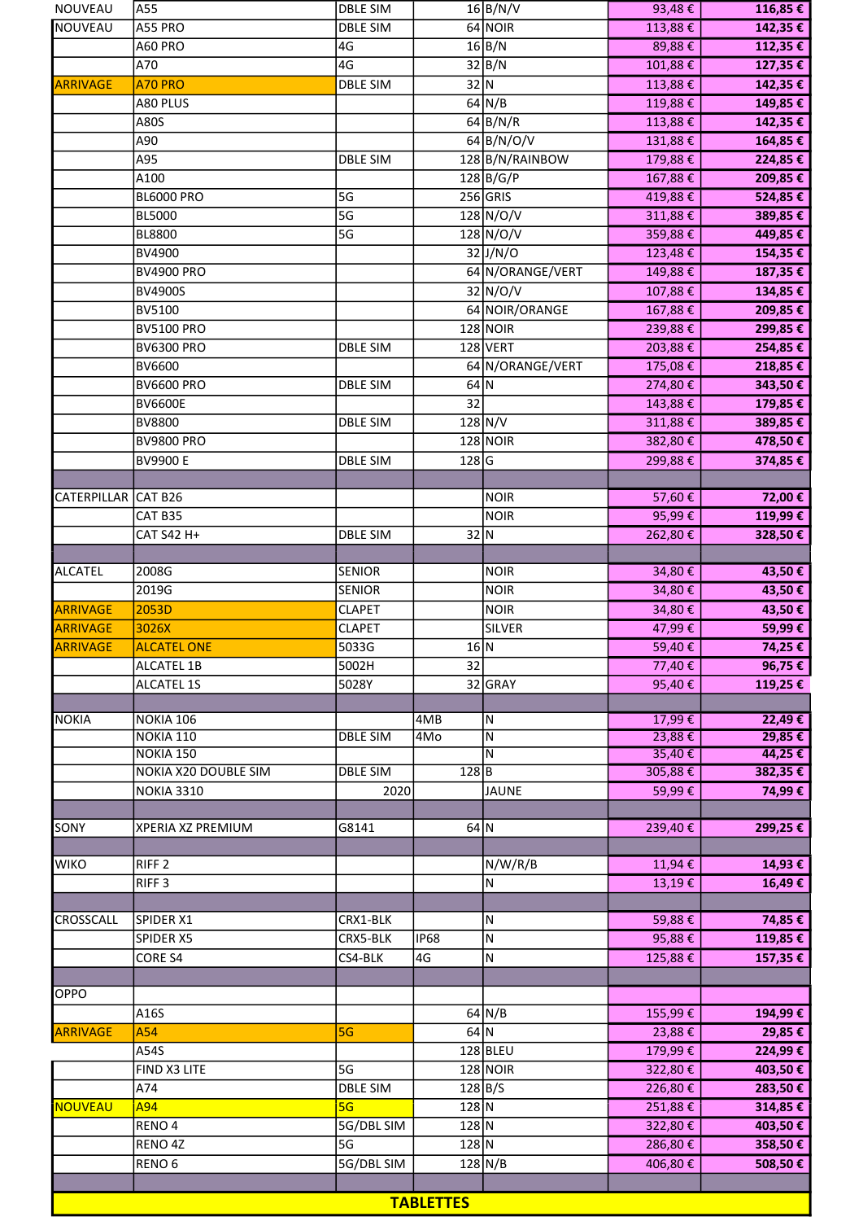| | | | | | | |
|---|---|---|---|---|---|---|
| NOUVEAU | A55 | DBLE SIM | 16 | B/N/V | 93,48 € | 116,85 € |
| NOUVEAU | A55 PRO | DBLE SIM | 64 | NOIR | 113,88 € | 142,35 € |
| | A60 PRO | 4G | 16 | B/N | 89,88 € | 112,35 € |
| | A70 | 4G | 32 | B/N | 101,88 € | 127,35 € |
| ARRIVAGE | A70 PRO | DBLE SIM | 32 | N | 113,88 € | 142,35 € |
| | A80 PLUS | | 64 | N/B | 119,88 € | 149,85 € |
| | A80S | | 64 | B/N/R | 113,88 € | 142,35 € |
| | A90 | | 64 | B/N/O/V | 131,88 € | 164,85 € |
| | A95 | DBLE SIM | 128 | B/N/RAINBOW | 179,88 € | 224,85 € |
| | A100 | | 128 | B/G/P | 167,88 € | 209,85 € |
| | BL6000 PRO | 5G | 256 | GRIS | 419,88 € | 524,85 € |
| | BL5000 | 5G | 128 | N/O/V | 311,88 € | 389,85 € |
| | BL8800 | 5G | 128 | N/O/V | 359,88 € | 449,85 € |
| | BV4900 | | 32 | J/N/O | 123,48 € | 154,35 € |
| | BV4900 PRO | | 64 | N/ORANGE/VERT | 149,88 € | 187,35 € |
| | BV4900S | | 32 | N/O/V | 107,88 € | 134,85 € |
| | BV5100 | | 64 | NOIR/ORANGE | 167,88 € | 209,85 € |
| | BV5100 PRO | | 128 | NOIR | 239,88 € | 299,85 € |
| | BV6300 PRO | DBLE SIM | 128 | VERT | 203,88 € | 254,85 € |
| | BV6600 | | 64 | N/ORANGE/VERT | 175,08 € | 218,85 € |
| | BV6600 PRO | DBLE SIM | 64 | N | 274,80 € | 343,50 € |
| | BV6600E | | 32 | | 143,88 € | 179,85 € |
| | BV8800 | DBLE SIM | 128 | N/V | 311,88 € | 389,85 € |
| | BV9800 PRO | | 128 | NOIR | 382,80 € | 478,50 € |
| | BV9900 E | DBLE SIM | 128 | G | 299,88 € | 374,85 € |
| | | | | | | |
| CATERPILLAR | CAT B26 | | | NOIR | 57,60 € | 72,00 € |
| | CAT B35 | | | NOIR | 95,99 € | 119,99 € |
| | CAT S42 H+ | DBLE SIM | 32 | N | 262,80 € | 328,50 € |
| | | | | | | |
| ALCATEL | 2008G | SENIOR | | NOIR | 34,80 € | 43,50 € |
| | 2019G | SENIOR | | NOIR | 34,80 € | 43,50 € |
| ARRIVAGE | 2053D | CLAPET | | NOIR | 34,80 € | 43,50 € |
| ARRIVAGE | 3026X | CLAPET | | SILVER | 47,99 € | 59,99 € |
| ARRIVAGE | ALCATEL ONE | 5033G | 16 | N | 59,40 € | 74,25 € |
| | ALCATEL 1B | 5002H | 32 | | 77,40 € | 96,75 € |
| | ALCATEL 1S | 5028Y | 32 | GRAY | 95,40 € | 119,25 € |
| | | | | | | |
| NOKIA | NOKIA 106 | | 4MB | N | 17,99 € | 22,49 € |
| | NOKIA 110 | DBLE SIM | 4Mo | N | 23,88 € | 29,85 € |
| | NOKIA 150 | | | N | 35,40 € | 44,25 € |
| | NOKIA X20 DOUBLE SIM | DBLE SIM | 128 | B | 305,88 € | 382,35 € |
| | NOKIA 3310 | 2020 | | JAUNE | 59,99 € | 74,99 € |
| | | | | | | |
| SONY | XPERIA XZ PREMIUM | G8141 | 64 | N | 239,40 € | 299,25 € |
| | | | | | | |
| WIKO | RIFF 2 | | | N/W/R/B | 11,94 € | 14,93 € |
| | RIFF 3 | | | N | 13,19 € | 16,49 € |
| | | | | | | |
| CROSSCALL | SPIDER X1 | CRX1-BLK | | N | 59,88 € | 74,85 € |
| | SPIDER X5 | CRX5-BLK | IP68 | N | 95,88 € | 119,85 € |
| | CORE S4 | CS4-BLK | 4G | N | 125,88 € | 157,35 € |
| | | | | | | |
| OPPO | | | | | | |
| | A16S | | 64 | N/B | 155,99 € | 194,99 € |
| ARRIVAGE | A54 | 5G | 64 | N | 23,88 € | 29,85 € |
| | A54S | | 128 | BLEU | 179,99 € | 224,99 € |
| | FIND X3 LITE | 5G | 128 | NOIR | 322,80 € | 403,50 € |
| | A74 | DBLE SIM | 128 | B/S | 226,80 € | 283,50 € |
| NOUVEAU | A94 | 5G | 128 | N | 251,88 € | 314,85 € |
| | RENO 4 | 5G/DBL SIM | 128 | N | 322,80 € | 403,50 € |
| | RENO 4Z | 5G | 128 | N | 286,80 € | 358,50 € |
| | RENO 6 | 5G/DBL SIM | 128 | N/B | 406,80 € | 508,50 € |

**TABLETTES**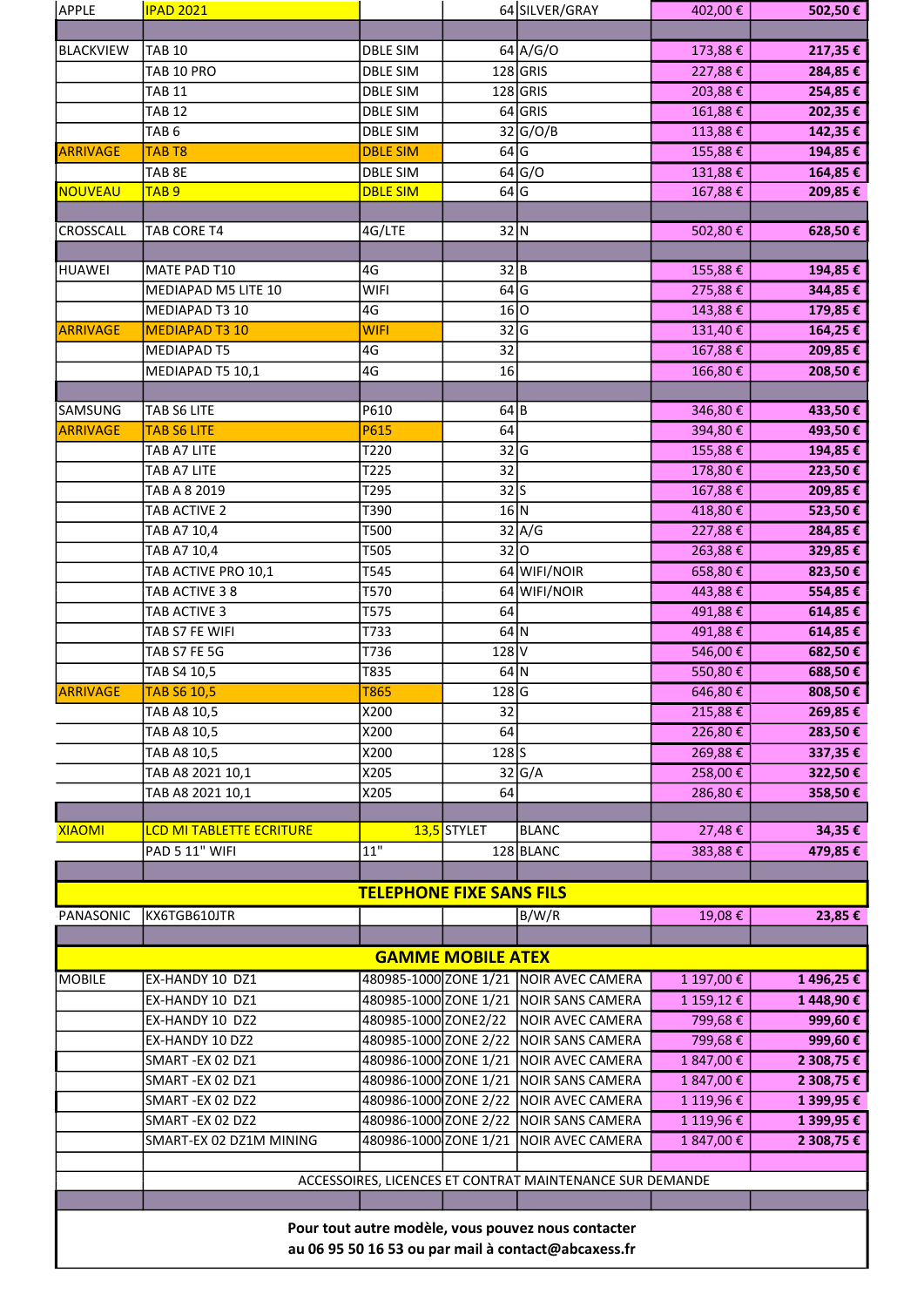| | | | | | | |
|---|---|---|---|---|---|---|
| APPLE | IPAD 2021 | | 64 | SILVER/GRAY | 402,00 € | **502,50 €** |
| | | | | | | |
| BLACKVIEW | TAB 10 | DBLE SIM | 64 | A/G/O | 173,88 € | **217,35 €** |
| | TAB 10 PRO | DBLE SIM | 128 | GRIS | 227,88 € | **284,85 €** |
| | TAB 11 | DBLE SIM | 128 | GRIS | 203,88 € | **254,85 €** |
| | TAB 12 | DBLE SIM | 64 | GRIS | 161,88 € | **202,35 €** |
| | TAB 6 | DBLE SIM | 32 | G/O/B | 113,88 € | **142,35 €** |
| ARRIVAGE | TAB T8 | DBLE SIM | 64 | G | 155,88 € | **194,85 €** |
| | TAB 8E | DBLE SIM | 64 | G/O | 131,88 € | **164,85 €** |
| NOUVEAU | TAB 9 | DBLE SIM | 64 | G | 167,88 € | **209,85 €** |
| | | | | | | |
| CROSSCALL | TAB CORE T4 | 4G/LTE | 32 | N | 502,80 € | **628,50 €** |
| | | | | | | |
| HUAWEI | MATE PAD T10 | 4G | 32 | B | 155,88 € | **194,85 €** |
| | MEDIAPAD M5 LITE 10 | WIFI | 64 | G | 275,88 € | **344,85 €** |
| | MEDIAPAD T3 10 | 4G | 16 | O | 143,88 € | **179,85 €** |
| ARRIVAGE | MEDIAPAD T3 10 | WIFI | 32 | G | 131,40 € | **164,25 €** |
| | MEDIAPAD T5 | 4G | 32 | | 167,88 € | **209,85 €** |
| | MEDIAPAD T5 10,1 | 4G | 16 | | 166,80 € | **208,50 €** |
| | | | | | | |
| SAMSUNG | TAB S6 LITE | P610 | 64 | B | 346,80 € | **433,50 €** |
| ARRIVAGE | TAB S6 LITE | P615 | 64 | | 394,80 € | **493,50 €** |
| | TAB A7 LITE | T220 | 32 | G | 155,88 € | **194,85 €** |
| | TAB A7 LITE | T225 | 32 | | 178,80 € | **223,50 €** |
| | TAB A 8 2019 | T295 | 32 | S | 167,88 € | **209,85 €** |
| | TAB ACTIVE 2 | T390 | 16 | N | 418,80 € | **523,50 €** |
| | TAB A7 10,4 | T500 | 32 | A/G | 227,88 € | **284,85 €** |
| | TAB A7 10,4 | T505 | 32 | O | 263,88 € | **329,85 €** |
| | TAB ACTIVE PRO 10,1 | T545 | 64 | WIFI/NOIR | 658,80 € | **823,50 €** |
| | TAB ACTIVE 3 8 | T570 | 64 | WIFI/NOIR | 443,88 € | **554,85 €** |
| | TAB ACTIVE 3 | T575 | 64 | | 491,88 € | **614,85 €** |
| | TAB S7 FE WIFI | T733 | 64 | N | 491,88 € | **614,85 €** |
| | TAB S7 FE 5G | T736 | 128 | V | 546,00 € | **682,50 €** |
| | TAB S4 10,5 | T835 | 64 | N | 550,80 € | **688,50 €** |
| ARRIVAGE | TAB S6 10,5 | T865 | 128 | G | 646,80 € | **808,50 €** |
| | TAB A8 10,5 | X200 | 32 | | 215,88 € | **269,85 €** |
| | TAB A8 10,5 | X200 | 64 | | 226,80 € | **283,50 €** |
| | TAB A8 10,5 | X200 | 128 | S | 269,88 € | **337,35 €** |
| | TAB A8 2021 10,1 | X205 | 32 | G/A | 258,00 € | **322,50 €** |
| | TAB A8 2021 10,1 | X205 | 64 | | 286,80 € | **358,50 €** |
| | | | | | | |
| XIAOMI | LCD MI TABLETTE ECRITURE | 13,5 | STYLET | BLANC | 27,48 € | **34,35 €** |
| | PAD 5 11" WIFI | 11" | 128 | BLANC | 383,88 € | **479,85 €** |
| | | | | | | |
| | | **TELEPHONE FIXE SANS FILS** | | | | |
| PANASONIC | KX6TGB610JTR | | | B/W/R | 19,08 € | **23,85 €** |
| | | | | | | |
| | | **GAMME MOBILE ATEX** | | | | |
| MOBILE | EX-HANDY 10 DZ1 | 480985-1000 | ZONE 1/21 | NOIR AVEC CAMERA | 1 197,00 € | **1 496,25 €** |
| | EX-HANDY 10 DZ1 | 480985-1000 | ZONE 1/21 | NOIR SANS CAMERA | 1 159,12 € | **1 448,90 €** |
| | EX-HANDY 10 DZ2 | 480985-1000 | ZONE2/22 | NOIR AVEC CAMERA | 799,68 € | **999,60 €** |
| | EX-HANDY 10 DZ2 | 480985-1000 | ZONE 2/22 | NOIR SANS CAMERA | 799,68 € | **999,60 €** |
| | SMART -EX 02 DZ1 | 480986-1000 | ZONE 1/21 | NOIR AVEC CAMERA | 1 847,00 € | **2 308,75 €** |
| | SMART -EX 02 DZ1 | 480986-1000 | ZONE 1/21 | NOIR SANS CAMERA | 1 847,00 € | **2 308,75 €** |
| | SMART -EX 02 DZ2 | 480986-1000 | ZONE 2/22 | NOIR AVEC CAMERA | 1 119,96 € | **1 399,95 €** |
| | SMART -EX 02 DZ2 | 480986-1000 | ZONE 2/22 | NOIR SANS CAMERA | 1 119,96 € | **1 399,95 €** |
| | SMART-EX 02 DZ1M MINING | 480986-1000 | ZONE 1/21 | NOIR AVEC CAMERA | 1 847,00 € | **2 308,75 €** |
| | | | | | | |
| | ACCESSOIRES, LICENCES ET CONTRAT MAINTENANCE SUR DEMANDE | | | | | |

**Pour tout autre modèle, vous pouvez nous contacter au 06 95 50 16 53 ou par mail à contact@abcaxess.fr**